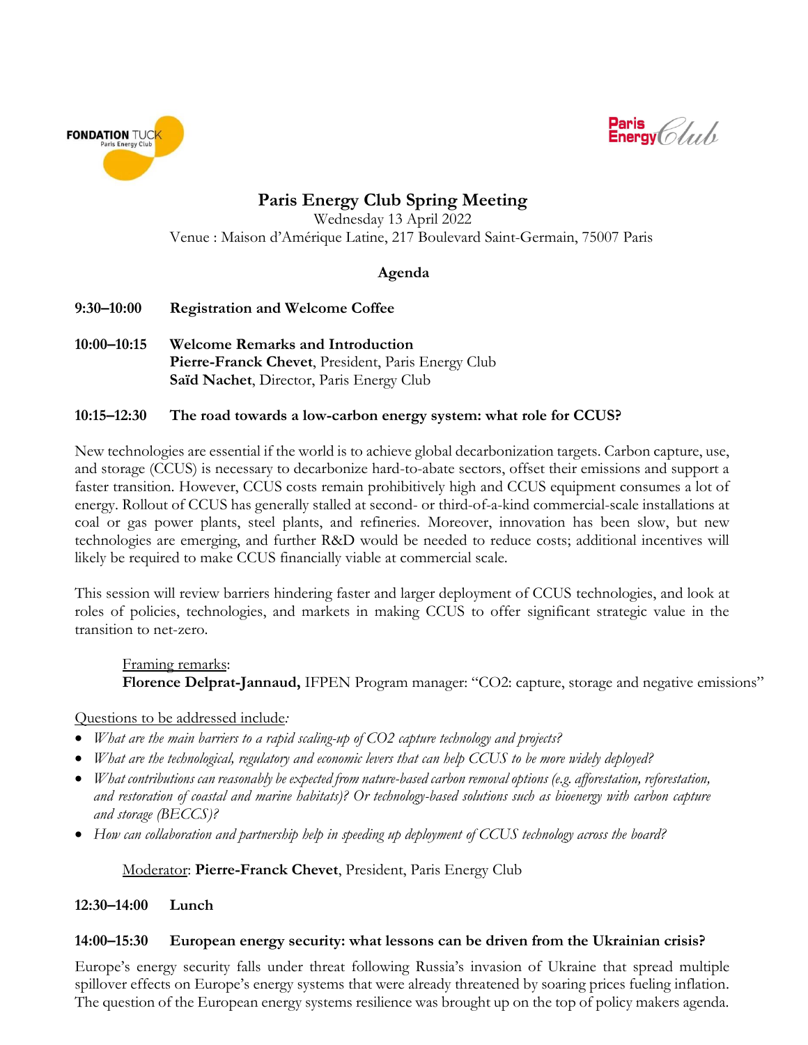# Paris Energy Club Spring Meeting

Wednesday 13 April 2022

Venue : Maison d'Amérique Latine, 217 Boulevard Saint-Germain, 75007 Paris

## Agenda

**9:30–10:00 Registration and Welcome Coffee**

**10:00–10:15 Welcome Remarks and Introduction**

**Pierre-Franck Chevet**, President, Paris Energy Club

**Saïd Nachet**, Director, Paris Energy Club

**10:15–12:30 The road towards a low-carbon energy system: what role for CCUS?**

New technologies are essential if the world is to achieve global decarbonization targets. Carbon capture, use, and storage (CCUS) is necessary to decarbonize hard-to-abate sectors, offset their emissions and support a faster transition. However, CCUS costs remain prohibitively high and CCUS equipment consumes a lot of energy. Rollout of CCUS has generally stalled at second- or third-of-a-kind commercial-scale installations at coal or gas power plants, steel plants, and refineries. Moreover, innovation has been slow, but new technologies are emerging, and further R&D would be needed to reduce costs; additional incentives will likely be required to make CCUS financially viable at commercial scale.

This session will review barriers hindering faster and larger deployment of CCUS technologies, and look at roles of policies, technologies, and markets in making CCUS to offer significant strategic value in the transition to net-zero.

Framing remarks:
**Florence Delprat-Jannaud,** IFPEN Program manager: "CO2: capture, storage and negative emissions"

Questions to be addressed include*:*

- *What are the main barriers to a rapid scaling-up of CO2 capture technology and projects?*
- *What are the technological, regulatory and economic levers that can help CCUS to be more widely deployed?*
- *What contributions can reasonably be expected from nature-based carbon removal options (e.g. afforestation, reforestation, and restoration of coastal and marine habitats)? Or technology-based solutions such as bioenergy with carbon capture and storage (BECCS)?*
- *How can collaboration and partnership help in speeding up deployment of CCUS technology across the board?*

Moderator: **Pierre-Franck Chevet**, President, Paris Energy Club

**12:30–14:00 Lunch**

**14:00–15:30 European energy security: what lessons can be driven from the Ukrainian crisis?**

Europe's energy security falls under threat following Russia's invasion of Ukraine that spread multiple spillover effects on Europe's energy systems that were already threatened by soaring prices fueling inflation. The question of the European energy systems resilience was brought up on the top of policy makers agenda.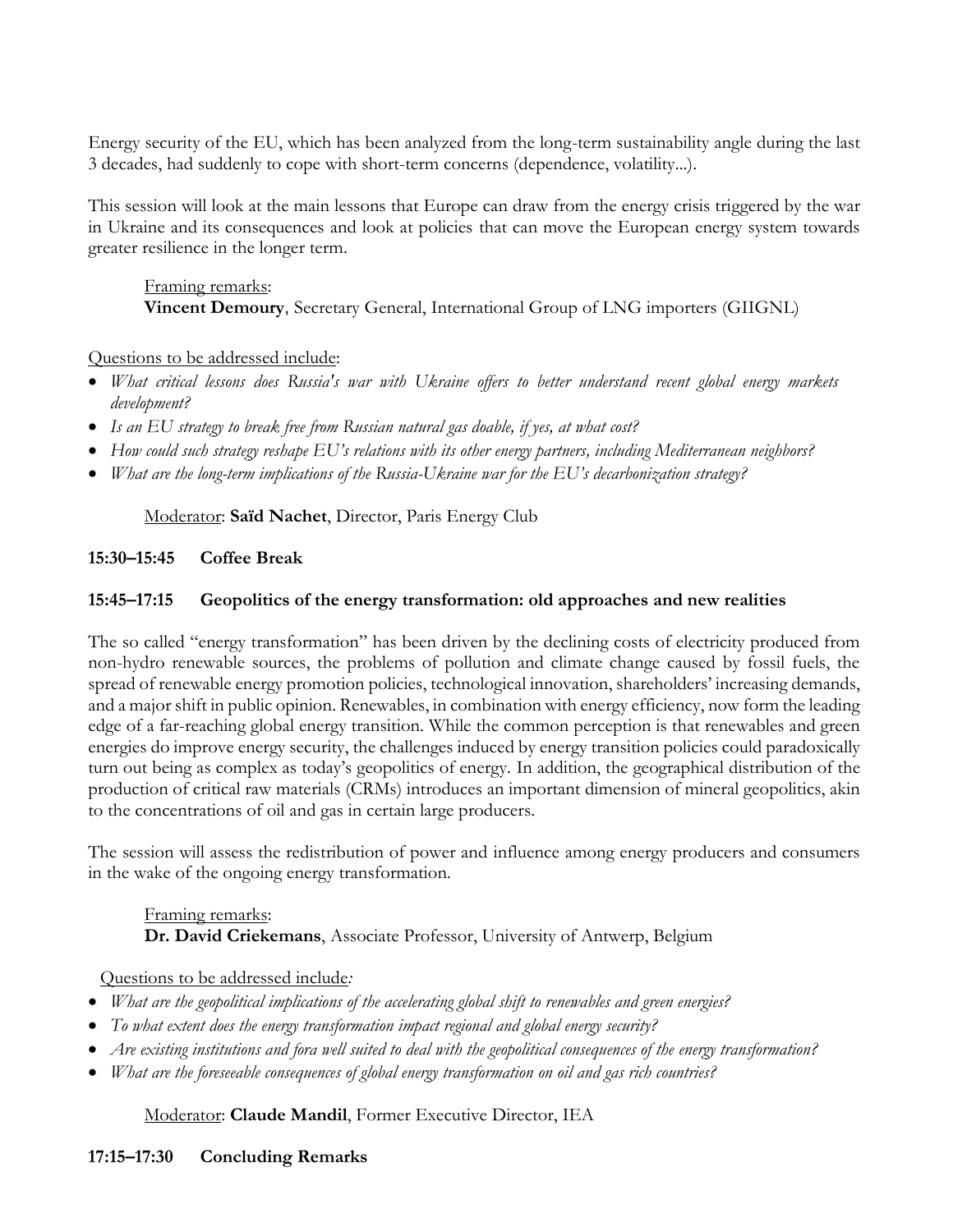Energy security of the EU, which has been analyzed from the long-term sustainability angle during the last 3 decades, had suddenly to cope with short-term concerns (dependence, volatility...).

This session will look at the main lessons that Europe can draw from the energy crisis triggered by the war in Ukraine and its consequences and look at policies that can move the European energy system towards greater resilience in the longer term.

Framing remarks:
**Vincent Demoury**, Secretary General, International Group of LNG importers (GIIGNL)

Questions to be addressed include:

- *What critical lessons does Russia's war with Ukraine offers to better understand recent global energy markets development?*
- *Is an EU strategy to break free from Russian natural gas doable, if yes, at what cost?*
- *How could such strategy reshape EU's relations with its other energy partners, including Mediterranean neighbors?*
- *What are the long-term implications of the Russia-Ukraine war for the EU's decarbonization strategy?*

Moderator: **Saïd Nachet**, Director, Paris Energy Club

**15:30–15:45 Coffee Break**

**15:45–17:15 Geopolitics of the energy transformation: old approaches and new realities**

The so called "energy transformation" has been driven by the declining costs of electricity produced from non-hydro renewable sources, the problems of pollution and climate change caused by fossil fuels, the spread of renewable energy promotion policies, technological innovation, shareholders' increasing demands, and a major shift in public opinion. Renewables, in combination with energy efficiency, now form the leading edge of a far-reaching global energy transition. While the common perception is that renewables and green energies do improve energy security, the challenges induced by energy transition policies could paradoxically turn out being as complex as today's geopolitics of energy. In addition, the geographical distribution of the production of critical raw materials (CRMs) introduces an important dimension of mineral geopolitics, akin to the concentrations of oil and gas in certain large producers.

The session will assess the redistribution of power and influence among energy producers and consumers in the wake of the ongoing energy transformation.

Framing remarks:
**Dr. David Criekemans**, Associate Professor, University of Antwerp, Belgium

Questions to be addressed include:

- *What are the geopolitical implications of the accelerating global shift to renewables and green energies?*
- *To what extent does the energy transformation impact regional and global energy security?*
- *Are existing institutions and fora well suited to deal with the geopolitical consequences of the energy transformation?*
- *What are the foreseeable consequences of global energy transformation on oil and gas rich countries?*

Moderator: **Claude Mandil**, Former Executive Director, IEA

**17:15–17:30 Concluding Remarks**